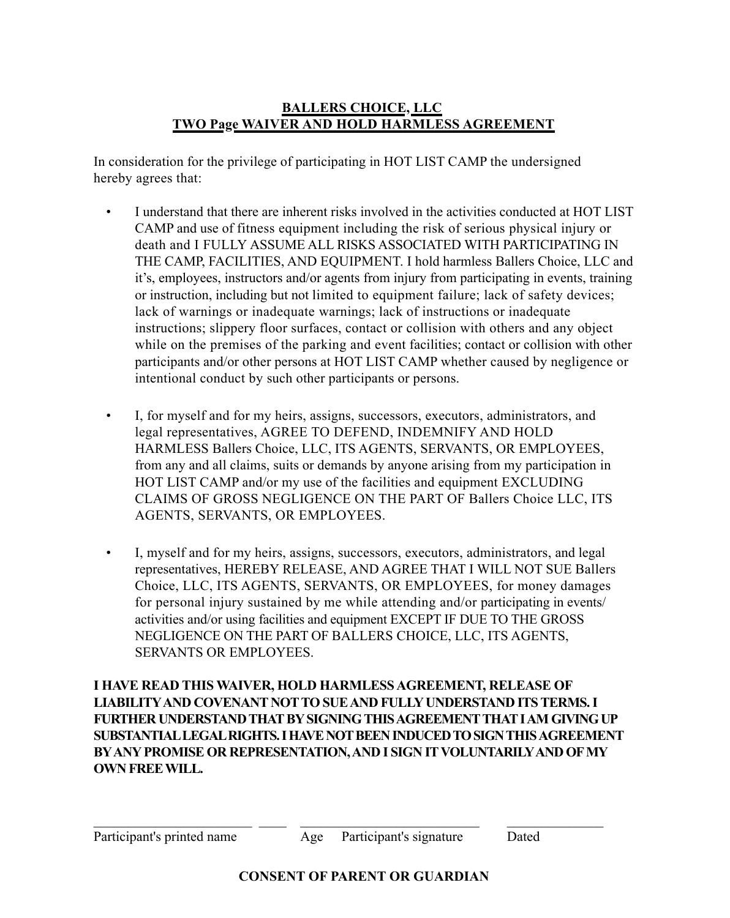**BALLERS CHOICE, LLC**
**TWO Page WAIVER AND HOLD HARMLESS AGREEMENT**

In consideration for the privilege of participating in HOT LIST CAMP the undersigned hereby agrees that:

- I understand that there are inherent risks involved in the activities conducted at HOT LIST CAMP and use of fitness equipment including the risk of serious physical injury or death and I FULLY ASSUME ALL RISKS ASSOCIATED WITH PARTICIPATING IN THE CAMP, FACILITIES, AND EQUIPMENT. I hold harmless Ballers Choice, LLC and it's, employees, instructors and/or agents from injury from participating in events, training or instruction, including but not limited to equipment failure; lack of safety devices; lack of warnings or inadequate warnings; lack of instructions or inadequate instructions; slippery floor surfaces, contact or collision with others and any object while on the premises of the parking and event facilities; contact or collision with other participants and/or other persons at HOT LIST CAMP whether caused by negligence or intentional conduct by such other participants or persons.

- I, for myself and for my heirs, assigns, successors, executors, administrators, and legal representatives, AGREE TO DEFEND, INDEMNIFY AND HOLD HARMLESS Ballers Choice, LLC, ITS AGENTS, SERVANTS, OR EMPLOYEES, from any and all claims, suits or demands by anyone arising from my participation in HOT LIST CAMP and/or my use of the facilities and equipment EXCLUDING CLAIMS OF GROSS NEGLIGENCE ON THE PART OF Ballers Choice LLC, ITS AGENTS, SERVANTS, OR EMPLOYEES.

- I, myself and for my heirs, assigns, successors, executors, administrators, and legal representatives, HEREBY RELEASE, AND AGREE THAT I WILL NOT SUE Ballers Choice, LLC, ITS AGENTS, SERVANTS, OR EMPLOYEES, for money damages for personal injury sustained by me while attending and/or participating in events/activities and/or using facilities and equipment EXCEPT IF DUE TO THE GROSS NEGLIGENCE ON THE PART OF BALLERS CHOICE, LLC, ITS AGENTS, SERVANTS OR EMPLOYEES.

**I HAVE READ THIS WAIVER, HOLD HARMLESS AGREEMENT, RELEASE OF LIABILITY AND COVENANT NOT TO SUE AND FULLY UNDERSTAND ITS TERMS. I FURTHER UNDERSTAND THAT BY SIGNING THIS AGREEMENT THAT I AM GIVING UP SUBSTANTIAL LEGAL RIGHTS. I HAVE NOT BEEN INDUCED TO SIGN THIS AGREEMENT BY ANY PROMISE OR REPRESENTATION, AND I SIGN IT VOLUNTARILY AND OF MY OWN FREE WILL.**

\_\_\_\_\_\_\_\_\_\_\_\_\_\_\_\_\_\_\_\_\_\_\_\_ \_\_\_\_\_ \_\_\_\_\_\_\_\_\_\_\_\_\_\_\_\_\_\_\_\_\_\_\_\_\_\_\_ \_\_\_\_\_\_\_\_\_\_\_\_\_\_\_

Participant's printed name &nbsp;&nbsp; Age &nbsp;&nbsp; Participant's signature &nbsp;&nbsp; Dated

**CONSENT OF PARENT OR GUARDIAN**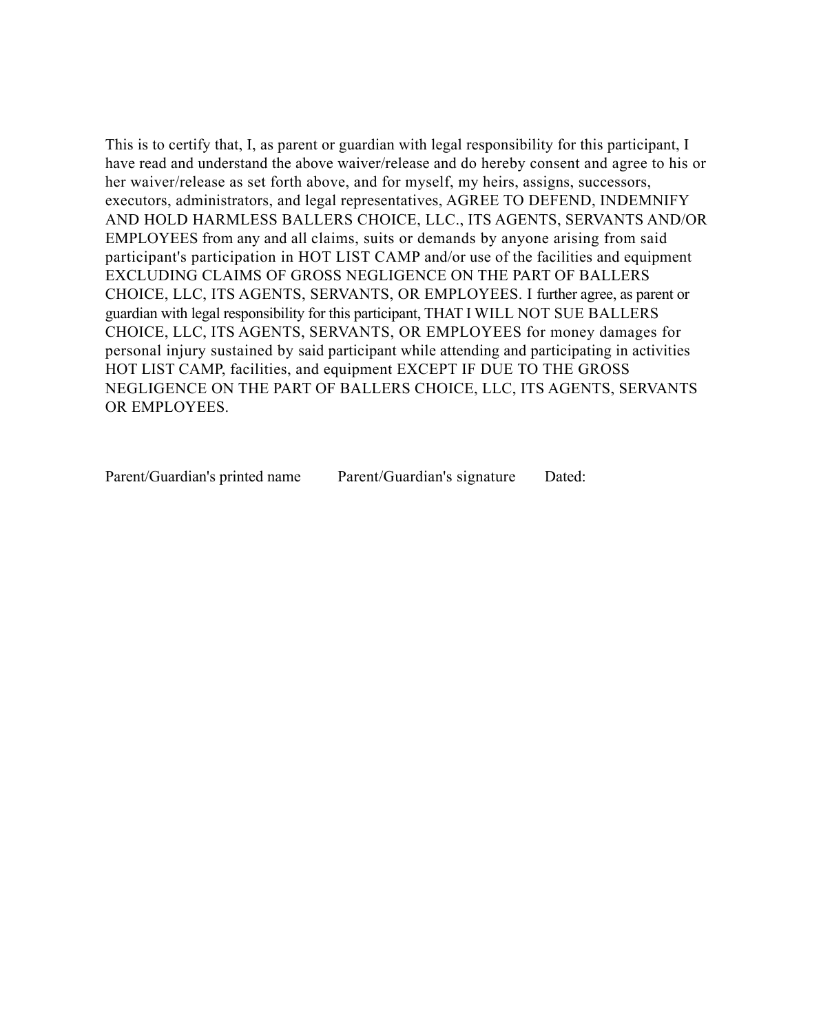This is to certify that, I, as parent or guardian with legal responsibility for this participant, I have read and understand the above waiver/release and do hereby consent and agree to his or her waiver/release as set forth above, and for myself, my heirs, assigns, successors, executors, administrators, and legal representatives, AGREE TO DEFEND, INDEMNIFY AND HOLD HARMLESS BALLERS CHOICE, LLC., ITS AGENTS, SERVANTS AND/OR EMPLOYEES from any and all claims, suits or demands by anyone arising from said participant's participation in HOT LIST CAMP and/or use of the facilities and equipment EXCLUDING CLAIMS OF GROSS NEGLIGENCE ON THE PART OF BALLERS CHOICE, LLC, ITS AGENTS, SERVANTS, OR EMPLOYEES. I further agree, as parent or guardian with legal responsibility for this participant, THAT I WILL NOT SUE BALLERS CHOICE, LLC, ITS AGENTS, SERVANTS, OR EMPLOYEES for money damages for personal injury sustained by said participant while attending and participating in activities HOT LIST CAMP, facilities, and equipment EXCEPT IF DUE TO THE GROSS NEGLIGENCE ON THE PART OF BALLERS CHOICE, LLC, ITS AGENTS, SERVANTS OR EMPLOYEES.

Parent/Guardian's printed name Parent/Guardian's signature Dated: